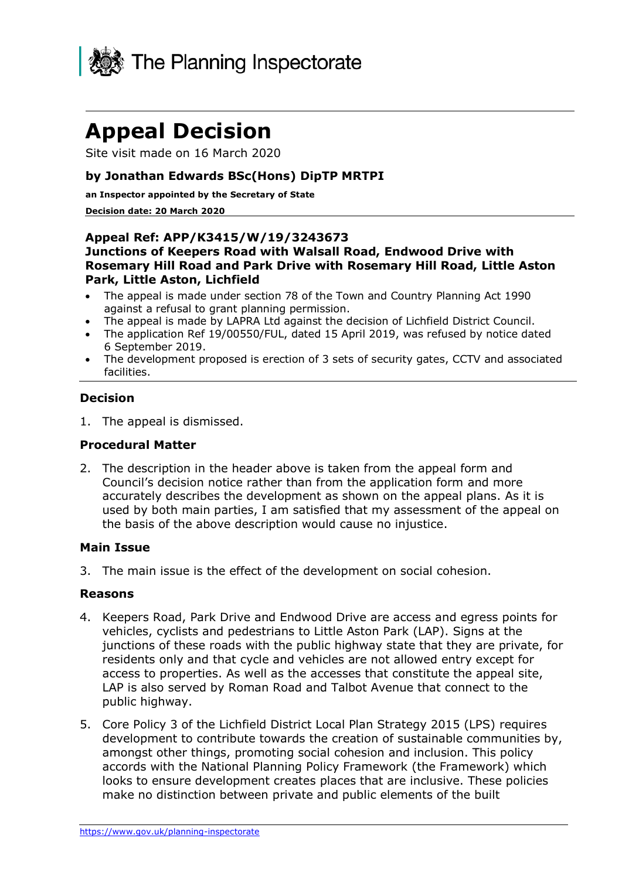The Planning Inspectorate

# Appeal Decision

Site visit made on 16 March 2020

### by Jonathan Edwards BSc(Hons) DipTP MRTPI

**an Inspector appointed by the Secretary of State**

**Decision date: 20 March 2020**

**Appeal Ref: APP/K3415/W/19/3243673**
**Junctions of Keepers Road with Walsall Road, Endwood Drive with Rosemary Hill Road and Park Drive with Rosemary Hill Road, Little Aston Park, Little Aston, Lichfield**

- The appeal is made under section 78 of the Town and Country Planning Act 1990 against a refusal to grant planning permission.
- The appeal is made by LAPRA Ltd against the decision of Lichfield District Council.
- The application Ref 19/00550/FUL, dated 15 April 2019, was refused by notice dated 6 September 2019.
- The development proposed is erection of 3 sets of security gates, CCTV and associated facilities.

## Decision

1. The appeal is dismissed.

## Procedural Matter

2. The description in the header above is taken from the appeal form and Council's decision notice rather than from the application form and more accurately describes the development as shown on the appeal plans. As it is used by both main parties, I am satisfied that my assessment of the appeal on the basis of the above description would cause no injustice.

## Main Issue

3. The main issue is the effect of the development on social cohesion.

## Reasons

4. Keepers Road, Park Drive and Endwood Drive are access and egress points for vehicles, cyclists and pedestrians to Little Aston Park (LAP). Signs at the junctions of these roads with the public highway state that they are private, for residents only and that cycle and vehicles are not allowed entry except for access to properties. As well as the accesses that constitute the appeal site, LAP is also served by Roman Road and Talbot Avenue that connect to the public highway.

5. Core Policy 3 of the Lichfield District Local Plan Strategy 2015 (LPS) requires development to contribute towards the creation of sustainable communities by, amongst other things, promoting social cohesion and inclusion. This policy accords with the National Planning Policy Framework (the Framework) which looks to ensure development creates places that are inclusive. These policies make no distinction between private and public elements of the built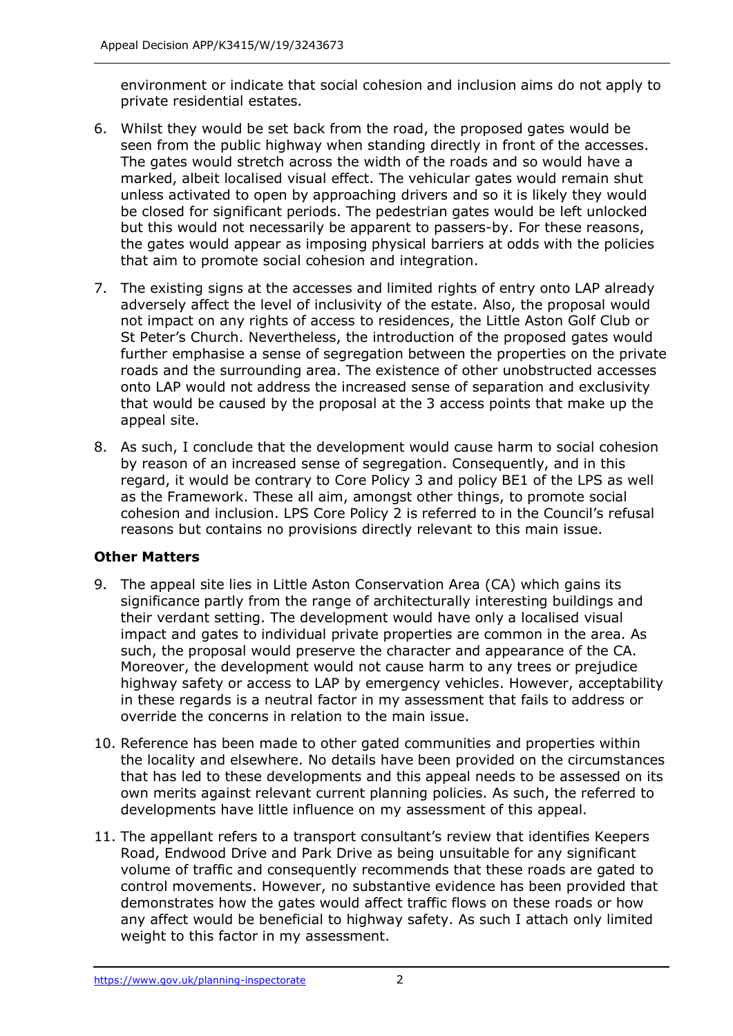environment or indicate that social cohesion and inclusion aims do not apply to private residential estates.

6. Whilst they would be set back from the road, the proposed gates would be seen from the public highway when standing directly in front of the accesses. The gates would stretch across the width of the roads and so would have a marked, albeit localised visual effect. The vehicular gates would remain shut unless activated to open by approaching drivers and so it is likely they would be closed for significant periods. The pedestrian gates would be left unlocked but this would not necessarily be apparent to passers-by. For these reasons, the gates would appear as imposing physical barriers at odds with the policies that aim to promote social cohesion and integration.

7. The existing signs at the accesses and limited rights of entry onto LAP already adversely affect the level of inclusivity of the estate. Also, the proposal would not impact on any rights of access to residences, the Little Aston Golf Club or St Peter's Church. Nevertheless, the introduction of the proposed gates would further emphasise a sense of segregation between the properties on the private roads and the surrounding area. The existence of other unobstructed accesses onto LAP would not address the increased sense of separation and exclusivity that would be caused by the proposal at the 3 access points that make up the appeal site.

8. As such, I conclude that the development would cause harm to social cohesion by reason of an increased sense of segregation. Consequently, and in this regard, it would be contrary to Core Policy 3 and policy BE1 of the LPS as well as the Framework. These all aim, amongst other things, to promote social cohesion and inclusion. LPS Core Policy 2 is referred to in the Council's refusal reasons but contains no provisions directly relevant to this main issue.

**Other Matters**

9. The appeal site lies in Little Aston Conservation Area (CA) which gains its significance partly from the range of architecturally interesting buildings and their verdant setting. The development would have only a localised visual impact and gates to individual private properties are common in the area. As such, the proposal would preserve the character and appearance of the CA. Moreover, the development would not cause harm to any trees or prejudice highway safety or access to LAP by emergency vehicles. However, acceptability in these regards is a neutral factor in my assessment that fails to address or override the concerns in relation to the main issue.

10. Reference has been made to other gated communities and properties within the locality and elsewhere. No details have been provided on the circumstances that has led to these developments and this appeal needs to be assessed on its own merits against relevant current planning policies. As such, the referred to developments have little influence on my assessment of this appeal.

11. The appellant refers to a transport consultant's review that identifies Keepers Road, Endwood Drive and Park Drive as being unsuitable for any significant volume of traffic and consequently recommends that these roads are gated to control movements. However, no substantive evidence has been provided that demonstrates how the gates would affect traffic flows on these roads or how any affect would be beneficial to highway safety. As such I attach only limited weight to this factor in my assessment.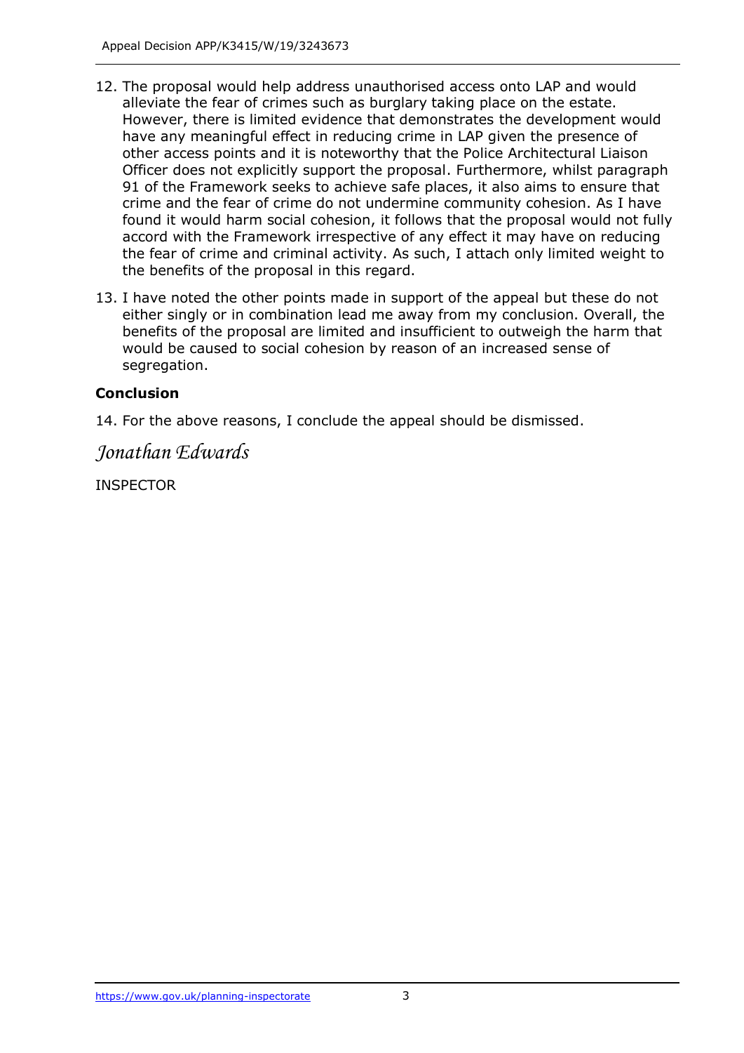12. The proposal would help address unauthorised access onto LAP and would alleviate the fear of crimes such as burglary taking place on the estate. However, there is limited evidence that demonstrates the development would have any meaningful effect in reducing crime in LAP given the presence of other access points and it is noteworthy that the Police Architectural Liaison Officer does not explicitly support the proposal. Furthermore, whilst paragraph 91 of the Framework seeks to achieve safe places, it also aims to ensure that crime and the fear of crime do not undermine community cohesion. As I have found it would harm social cohesion, it follows that the proposal would not fully accord with the Framework irrespective of any effect it may have on reducing the fear of crime and criminal activity. As such, I attach only limited weight to the benefits of the proposal in this regard.

13. I have noted the other points made in support of the appeal but these do not either singly or in combination lead me away from my conclusion. Overall, the benefits of the proposal are limited and insufficient to outweigh the harm that would be caused to social cohesion by reason of an increased sense of segregation.

**Conclusion**

14. For the above reasons, I conclude the appeal should be dismissed.

*Jonathan Edwards*

INSPECTOR